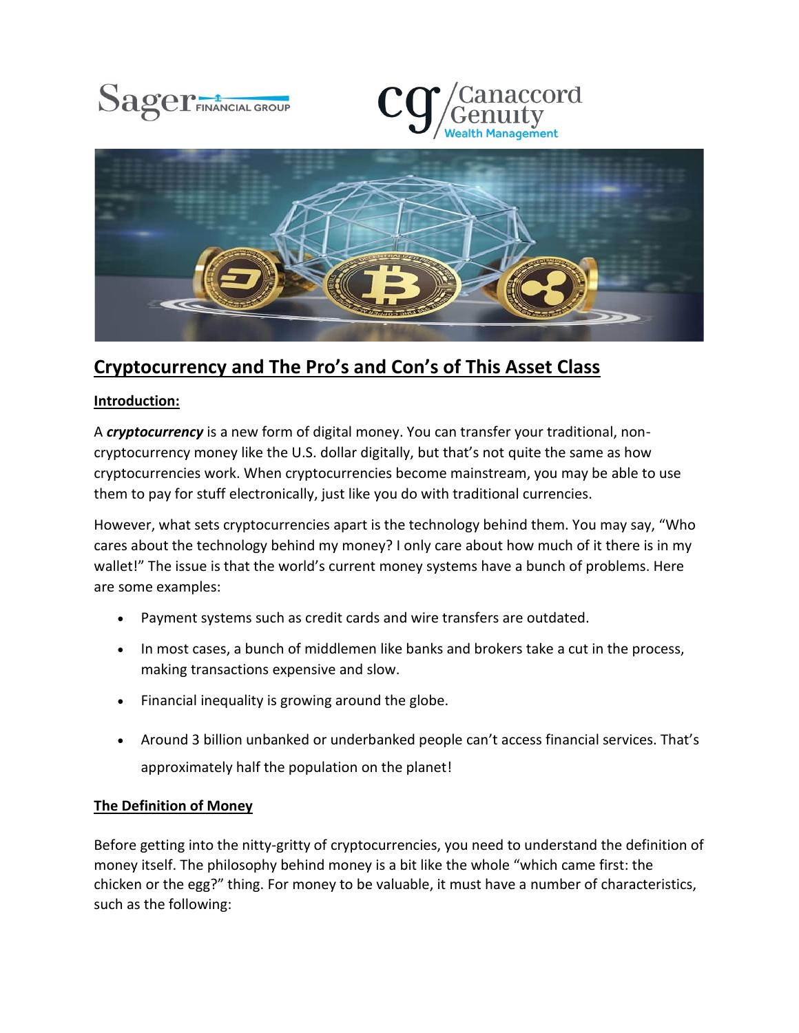Sager FINANCIAL GROUP

Canaccord Genuity Wealth Management

# Cryptocurrency and The Pro's and Con's of This Asset Class

## Introduction:

A ***cryptocurrency*** is a new form of digital money. You can transfer your traditional, non-cryptocurrency money like the U.S. dollar digitally, but that's not quite the same as how cryptocurrencies work. When cryptocurrencies become mainstream, you may be able to use them to pay for stuff electronically, just like you do with traditional currencies.

However, what sets cryptocurrencies apart is the technology behind them. You may say, "Who cares about the technology behind my money? I only care about how much of it there is in my wallet!" The issue is that the world's current money systems have a bunch of problems. Here are some examples:

- Payment systems such as credit cards and wire transfers are outdated.
- In most cases, a bunch of middlemen like banks and brokers take a cut in the process, making transactions expensive and slow.
- Financial inequality is growing around the globe.
- Around 3 billion unbanked or underbanked people can't access financial services. That's approximately half the population on the planet!

## The Definition of Money

Before getting into the nitty-gritty of cryptocurrencies, you need to understand the definition of money itself. The philosophy behind money is a bit like the whole "which came first: the chicken or the egg?" thing. For money to be valuable, it must have a number of characteristics, such as the following: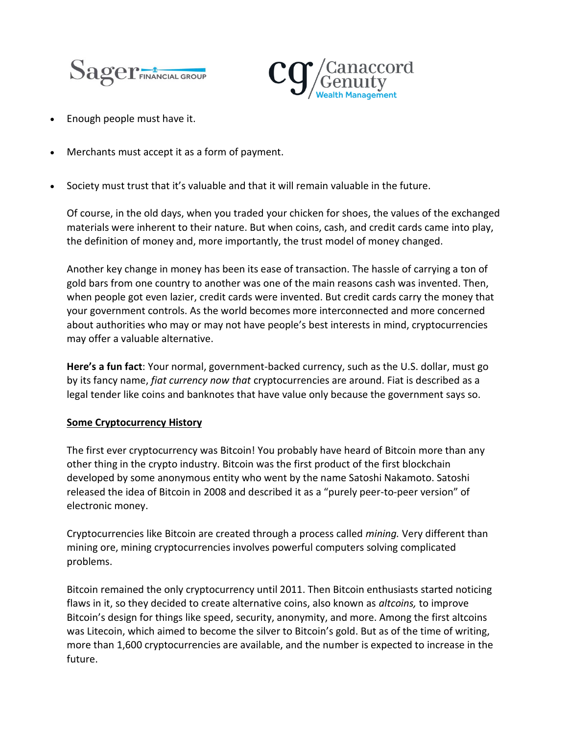- Enough people must have it.
- Merchants must accept it as a form of payment.
- Society must trust that it's valuable and that it will remain valuable in the future.

Of course, in the old days, when you traded your chicken for shoes, the values of the exchanged materials were inherent to their nature. But when coins, cash, and credit cards came into play, the definition of money and, more importantly, the trust model of money changed.

Another key change in money has been its ease of transaction. The hassle of carrying a ton of gold bars from one country to another was one of the main reasons cash was invented. Then, when people got even lazier, credit cards were invented. But credit cards carry the money that your government controls. As the world becomes more interconnected and more concerned about authorities who may or may not have people's best interests in mind, cryptocurrencies may offer a valuable alternative.

**Here's a fun fact**: Your normal, government-backed currency, such as the U.S. dollar, must go by its fancy name, *fiat currency now that* cryptocurrencies are around. Fiat is described as a legal tender like coins and banknotes that have value only because the government says so.

**Some Cryptocurrency History**

The first ever cryptocurrency was Bitcoin! You probably have heard of Bitcoin more than any other thing in the crypto industry. Bitcoin was the first product of the first blockchain developed by some anonymous entity who went by the name Satoshi Nakamoto. Satoshi released the idea of Bitcoin in 2008 and described it as a "purely peer-to-peer version" of electronic money.

Cryptocurrencies like Bitcoin are created through a process called *mining.* Very different than mining ore, mining cryptocurrencies involves powerful computers solving complicated problems.

Bitcoin remained the only cryptocurrency until 2011. Then Bitcoin enthusiasts started noticing flaws in it, so they decided to create alternative coins, also known as *altcoins,* to improve Bitcoin's design for things like speed, security, anonymity, and more. Among the first altcoins was Litecoin, which aimed to become the silver to Bitcoin's gold. But as of the time of writing, more than 1,600 cryptocurrencies are available, and the number is expected to increase in the future.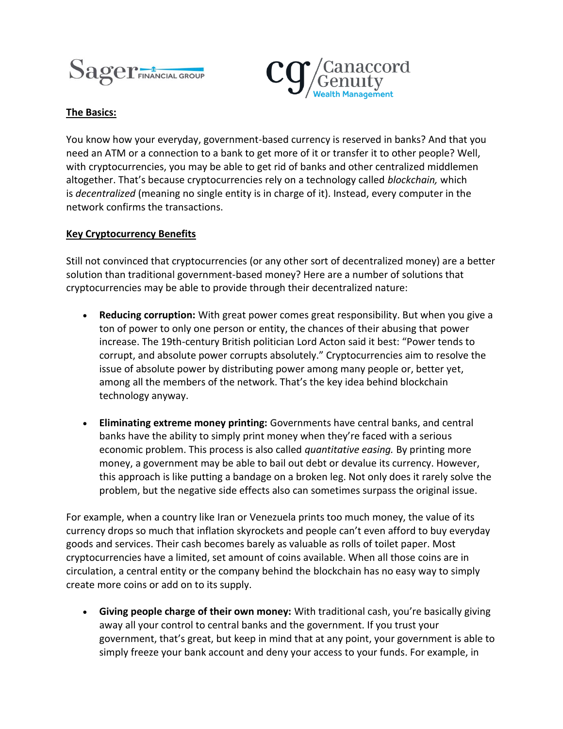**The Basics:**

You know how your everyday, government-based currency is reserved in banks? And that you need an ATM or a connection to a bank to get more of it or transfer it to other people? Well, with cryptocurrencies, you may be able to get rid of banks and other centralized middlemen altogether. That's because cryptocurrencies rely on a technology called *blockchain,* which is *decentralized* (meaning no single entity is in charge of it). Instead, every computer in the network confirms the transactions.

**Key Cryptocurrency Benefits**

Still not convinced that cryptocurrencies (or any other sort of decentralized money) are a better solution than traditional government-based money? Here are a number of solutions that cryptocurrencies may be able to provide through their decentralized nature:

- **Reducing corruption:** With great power comes great responsibility. But when you give a ton of power to only one person or entity, the chances of their abusing that power increase. The 19th-century British politician Lord Acton said it best: "Power tends to corrupt, and absolute power corrupts absolutely." Cryptocurrencies aim to resolve the issue of absolute power by distributing power among many people or, better yet, among all the members of the network. That's the key idea behind blockchain technology anyway.

- **Eliminating extreme money printing:** Governments have central banks, and central banks have the ability to simply print money when they're faced with a serious economic problem. This process is also called *quantitative easing.* By printing more money, a government may be able to bail out debt or devalue its currency. However, this approach is like putting a bandage on a broken leg. Not only does it rarely solve the problem, but the negative side effects also can sometimes surpass the original issue.

For example, when a country like Iran or Venezuela prints too much money, the value of its currency drops so much that inflation skyrockets and people can't even afford to buy everyday goods and services. Their cash becomes barely as valuable as rolls of toilet paper. Most cryptocurrencies have a limited, set amount of coins available. When all those coins are in circulation, a central entity or the company behind the blockchain has no easy way to simply create more coins or add on to its supply.

- **Giving people charge of their own money:** With traditional cash, you're basically giving away all your control to central banks and the government. If you trust your government, that's great, but keep in mind that at any point, your government is able to simply freeze your bank account and deny your access to your funds. For example, in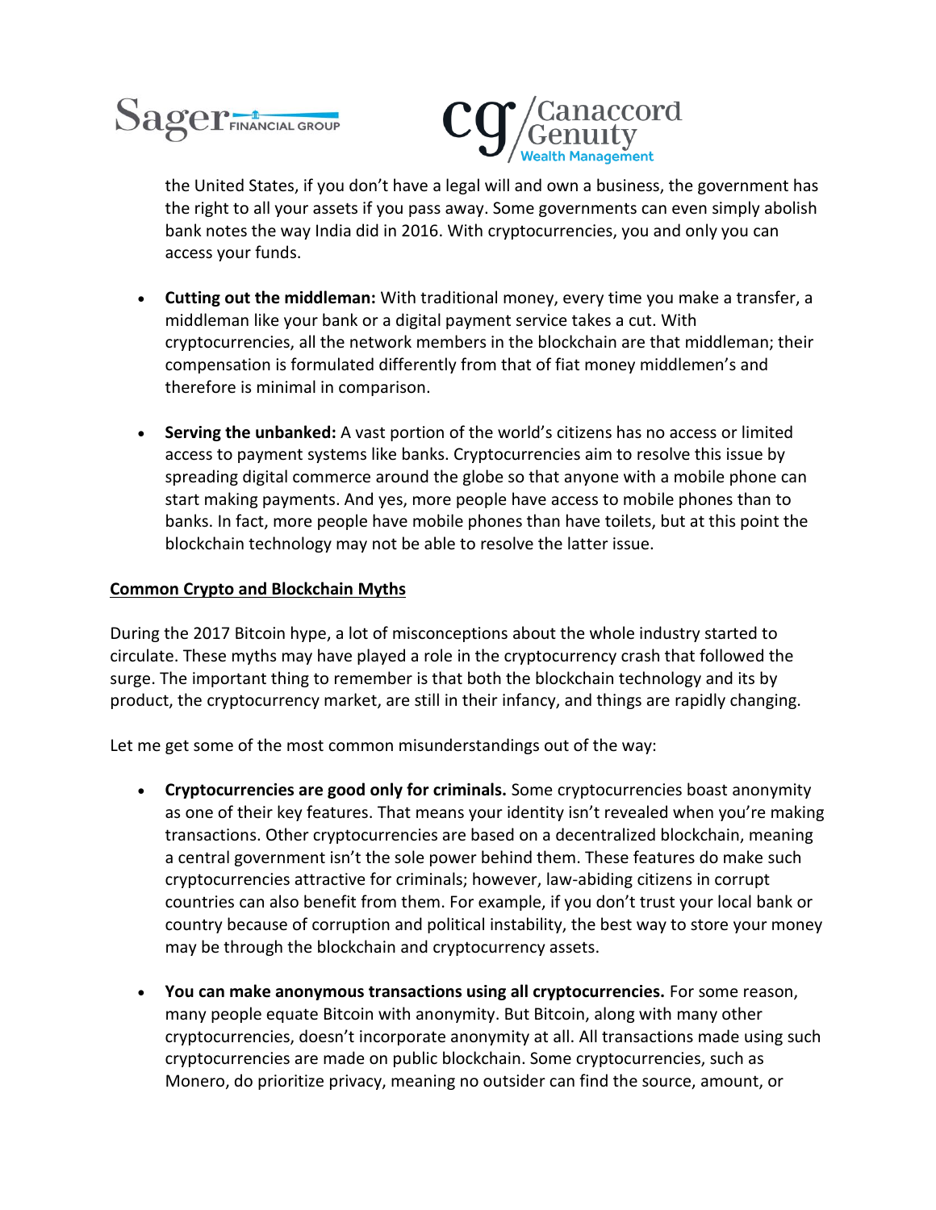the United States, if you don't have a legal will and own a business, the government has the right to all your assets if you pass away. Some governments can even simply abolish bank notes the way India did in 2016. With cryptocurrencies, you and only you can access your funds.

- **Cutting out the middleman:** With traditional money, every time you make a transfer, a middleman like your bank or a digital payment service takes a cut. With cryptocurrencies, all the network members in the blockchain are that middleman; their compensation is formulated differently from that of fiat money middlemen's and therefore is minimal in comparison.

- **Serving the unbanked:** A vast portion of the world's citizens has no access or limited access to payment systems like banks. Cryptocurrencies aim to resolve this issue by spreading digital commerce around the globe so that anyone with a mobile phone can start making payments. And yes, more people have access to mobile phones than to banks. In fact, more people have mobile phones than have toilets, but at this point the blockchain technology may not be able to resolve the latter issue.

## Common Crypto and Blockchain Myths

During the 2017 Bitcoin hype, a lot of misconceptions about the whole industry started to circulate. These myths may have played a role in the cryptocurrency crash that followed the surge. The important thing to remember is that both the blockchain technology and its by product, the cryptocurrency market, are still in their infancy, and things are rapidly changing.

Let me get some of the most common misunderstandings out of the way:

- **Cryptocurrencies are good only for criminals.** Some cryptocurrencies boast anonymity as one of their key features. That means your identity isn't revealed when you're making transactions. Other cryptocurrencies are based on a decentralized blockchain, meaning a central government isn't the sole power behind them. These features do make such cryptocurrencies attractive for criminals; however, law-abiding citizens in corrupt countries can also benefit from them. For example, if you don't trust your local bank or country because of corruption and political instability, the best way to store your money may be through the blockchain and cryptocurrency assets.

- **You can make anonymous transactions using all cryptocurrencies.** For some reason, many people equate Bitcoin with anonymity. But Bitcoin, along with many other cryptocurrencies, doesn't incorporate anonymity at all. All transactions made using such cryptocurrencies are made on public blockchain. Some cryptocurrencies, such as Monero, do prioritize privacy, meaning no outsider can find the source, amount, or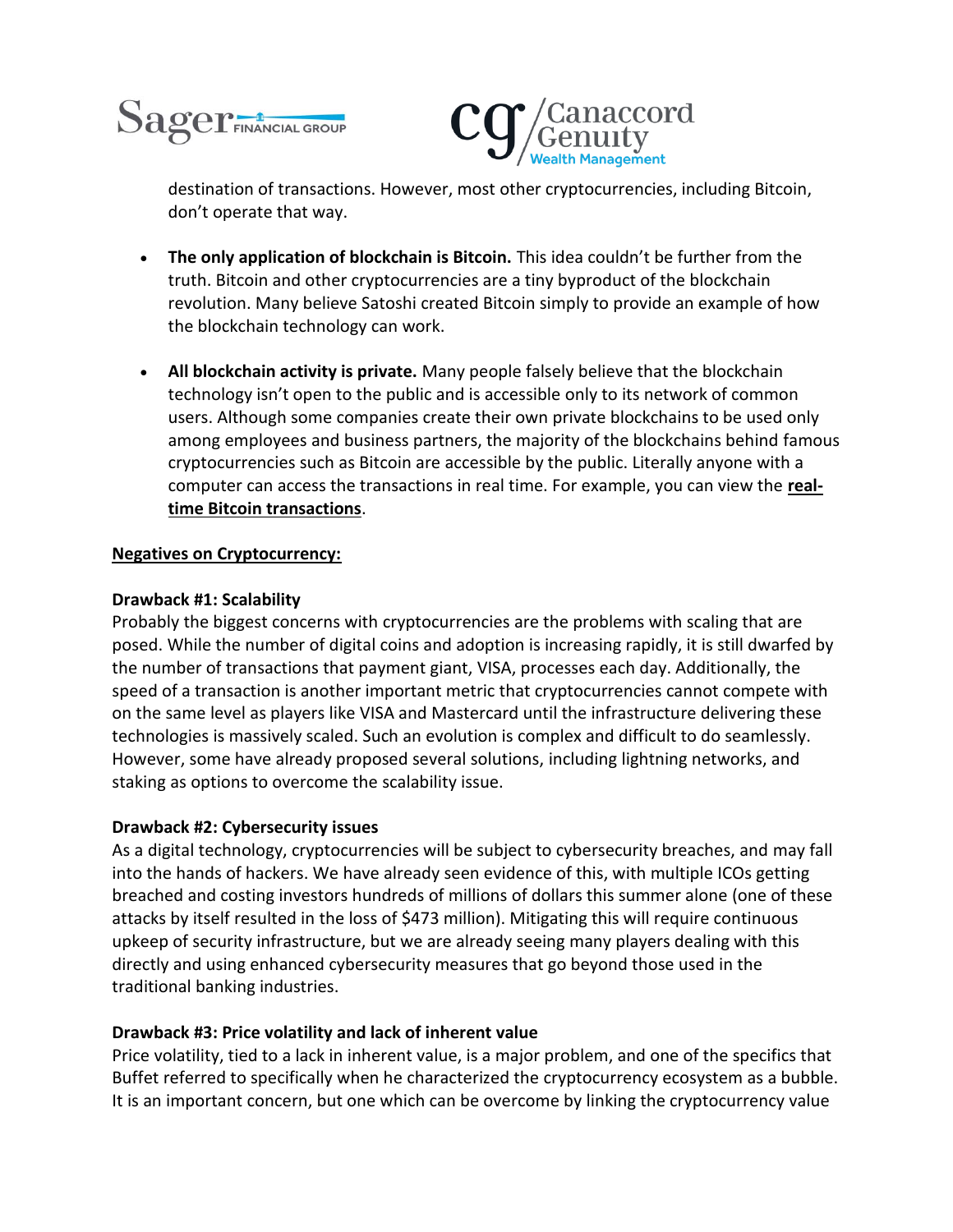destination of transactions. However, most other cryptocurrencies, including Bitcoin, don't operate that way.

- **The only application of blockchain is Bitcoin.** This idea couldn't be further from the truth. Bitcoin and other cryptocurrencies are a tiny byproduct of the blockchain revolution. Many believe Satoshi created Bitcoin simply to provide an example of how the blockchain technology can work.

- **All blockchain activity is private.** Many people falsely believe that the blockchain technology isn't open to the public and is accessible only to its network of common users. Although some companies create their own private blockchains to be used only among employees and business partners, the majority of the blockchains behind famous cryptocurrencies such as Bitcoin are accessible by the public. Literally anyone with a computer can access the transactions in real time. For example, you can view the **real-time Bitcoin transactions**.

**Negatives on Cryptocurrency:**

**Drawback #1: Scalability**

Probably the biggest concerns with cryptocurrencies are the problems with scaling that are posed. While the number of digital coins and adoption is increasing rapidly, it is still dwarfed by the number of transactions that payment giant, VISA, processes each day. Additionally, the speed of a transaction is another important metric that cryptocurrencies cannot compete with on the same level as players like VISA and Mastercard until the infrastructure delivering these technologies is massively scaled. Such an evolution is complex and difficult to do seamlessly. However, some have already proposed several solutions, including lightning networks, and staking as options to overcome the scalability issue.

**Drawback #2: Cybersecurity issues**

As a digital technology, cryptocurrencies will be subject to cybersecurity breaches, and may fall into the hands of hackers. We have already seen evidence of this, with multiple ICOs getting breached and costing investors hundreds of millions of dollars this summer alone (one of these attacks by itself resulted in the loss of $473 million). Mitigating this will require continuous upkeep of security infrastructure, but we are already seeing many players dealing with this directly and using enhanced cybersecurity measures that go beyond those used in the traditional banking industries.

**Drawback #3: Price volatility and lack of inherent value**

Price volatility, tied to a lack in inherent value, is a major problem, and one of the specifics that Buffet referred to specifically when he characterized the cryptocurrency ecosystem as a bubble. It is an important concern, but one which can be overcome by linking the cryptocurrency value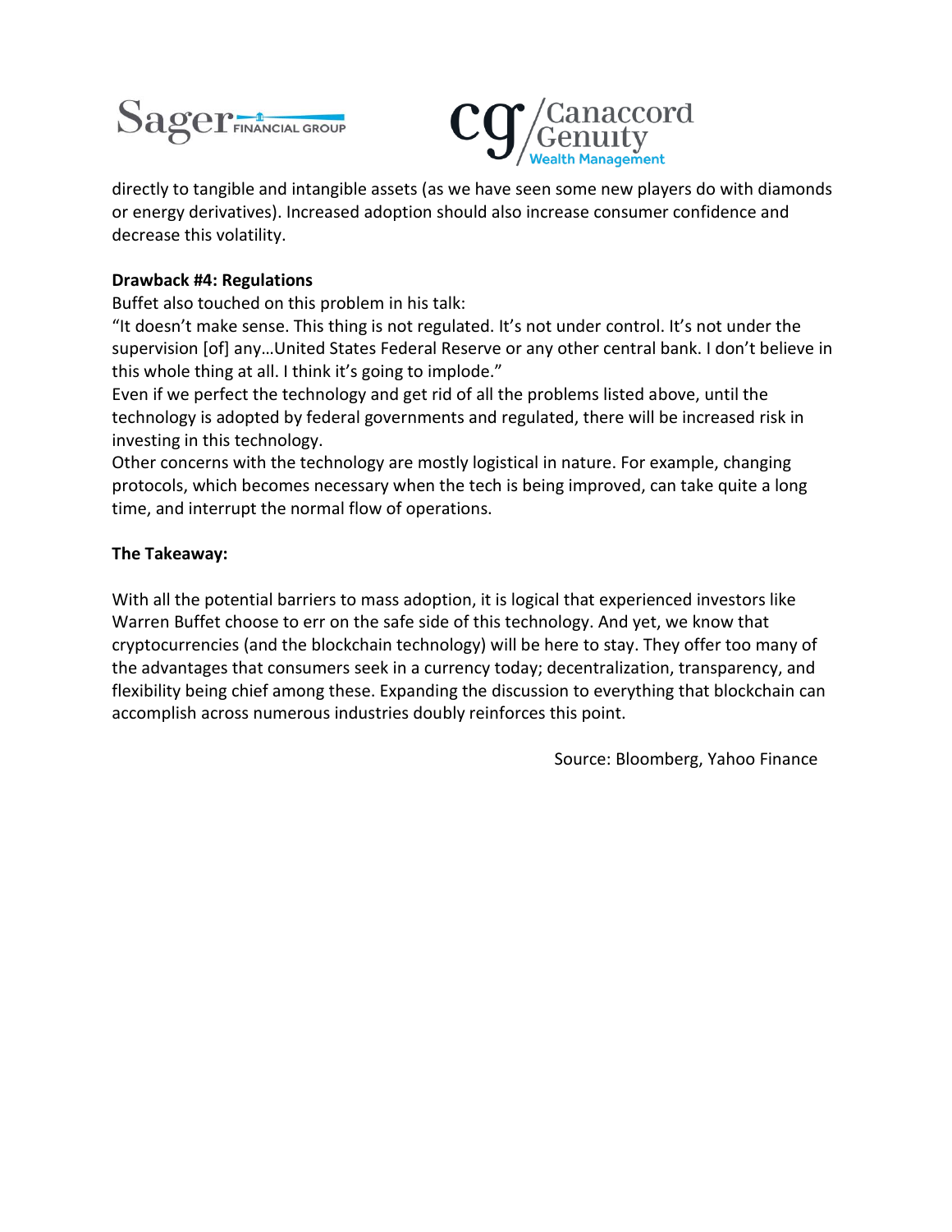directly to tangible and intangible assets (as we have seen some new players do with diamonds or energy derivatives). Increased adoption should also increase consumer confidence and decrease this volatility.

**Drawback #4: Regulations**

Buffet also touched on this problem in his talk:

"It doesn't make sense. This thing is not regulated. It's not under control. It's not under the supervision [of] any…United States Federal Reserve or any other central bank. I don't believe in this whole thing at all. I think it's going to implode."

Even if we perfect the technology and get rid of all the problems listed above, until the technology is adopted by federal governments and regulated, there will be increased risk in investing in this technology.

Other concerns with the technology are mostly logistical in nature. For example, changing protocols, which becomes necessary when the tech is being improved, can take quite a long time, and interrupt the normal flow of operations.

**The Takeaway:**

With all the potential barriers to mass adoption, it is logical that experienced investors like Warren Buffet choose to err on the safe side of this technology. And yet, we know that cryptocurrencies (and the blockchain technology) will be here to stay. They offer too many of the advantages that consumers seek in a currency today; decentralization, transparency, and flexibility being chief among these. Expanding the discussion to everything that blockchain can accomplish across numerous industries doubly reinforces this point.

Source: Bloomberg, Yahoo Finance